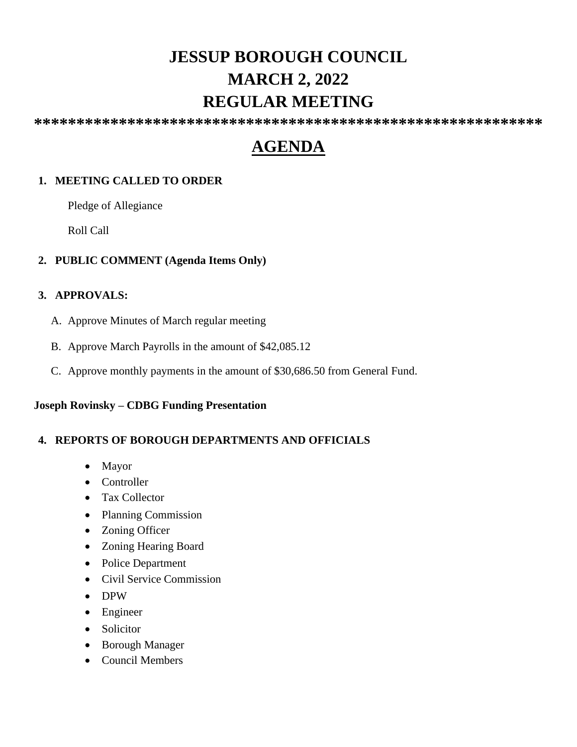# JESSUP BOROUGH COUNCIL
# MARCH 2, 2022
# REGULAR MEETING

***********************************************************

## AGENDA

1. **MEETING CALLED TO ORDER**

   Pledge of Allegiance

   Roll Call

2. **PUBLIC COMMENT (Agenda Items Only)**

3. **APPROVALS:**

   A. Approve Minutes of March regular meeting

   B. Approve March Payrolls in the amount of $42,085.12

   C. Approve monthly payments in the amount of $30,686.50 from General Fund.

**Joseph Rovinsky – CDBG Funding Presentation**

4. **REPORTS OF BOROUGH DEPARTMENTS AND OFFICIALS**

   - Mayor
   - Controller
   - Tax Collector
   - Planning Commission
   - Zoning Officer
   - Zoning Hearing Board
   - Police Department
   - Civil Service Commission
   - DPW
   - Engineer
   - Solicitor
   - Borough Manager
   - Council Members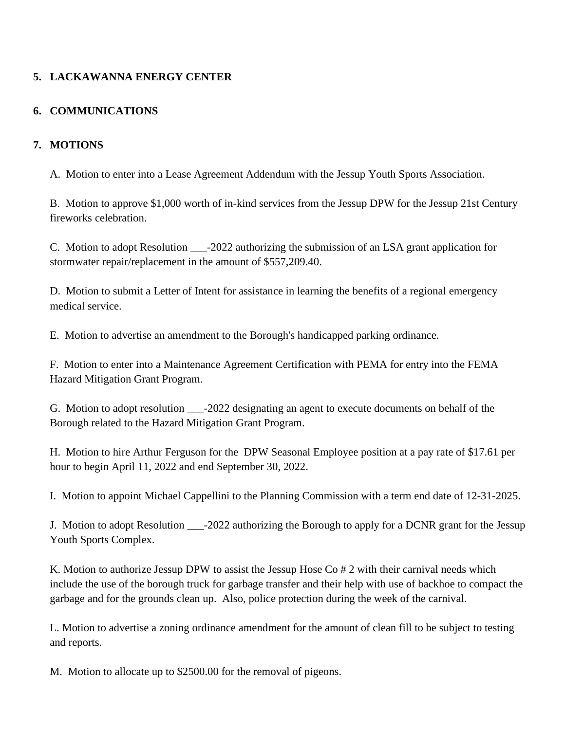**5. LACKAWANNA ENERGY CENTER**

**6. COMMUNICATIONS**

**7. MOTIONS**

A. Motion to enter into a Lease Agreement Addendum with the Jessup Youth Sports Association.

B. Motion to approve $1,000 worth of in-kind services from the Jessup DPW for the Jessup 21st Century fireworks celebration.

C. Motion to adopt Resolution ___-2022 authorizing the submission of an LSA grant application for stormwater repair/replacement in the amount of $557,209.40.

D. Motion to submit a Letter of Intent for assistance in learning the benefits of a regional emergency medical service.

E. Motion to advertise an amendment to the Borough's handicapped parking ordinance.

F. Motion to enter into a Maintenance Agreement Certification with PEMA for entry into the FEMA Hazard Mitigation Grant Program.

G. Motion to adopt resolution ___-2022 designating an agent to execute documents on behalf of the Borough related to the Hazard Mitigation Grant Program.

H. Motion to hire Arthur Ferguson for the DPW Seasonal Employee position at a pay rate of $17.61 per hour to begin April 11, 2022 and end September 30, 2022.

I. Motion to appoint Michael Cappellini to the Planning Commission with a term end date of 12-31-2025.

J. Motion to adopt Resolution ___-2022 authorizing the Borough to apply for a DCNR grant for the Jessup Youth Sports Complex.

K. Motion to authorize Jessup DPW to assist the Jessup Hose Co # 2 with their carnival needs which include the use of the borough truck for garbage transfer and their help with use of backhoe to compact the garbage and for the grounds clean up. Also, police protection during the week of the carnival.

L. Motion to advertise a zoning ordinance amendment for the amount of clean fill to be subject to testing and reports.

M. Motion to allocate up to $2500.00 for the removal of pigeons.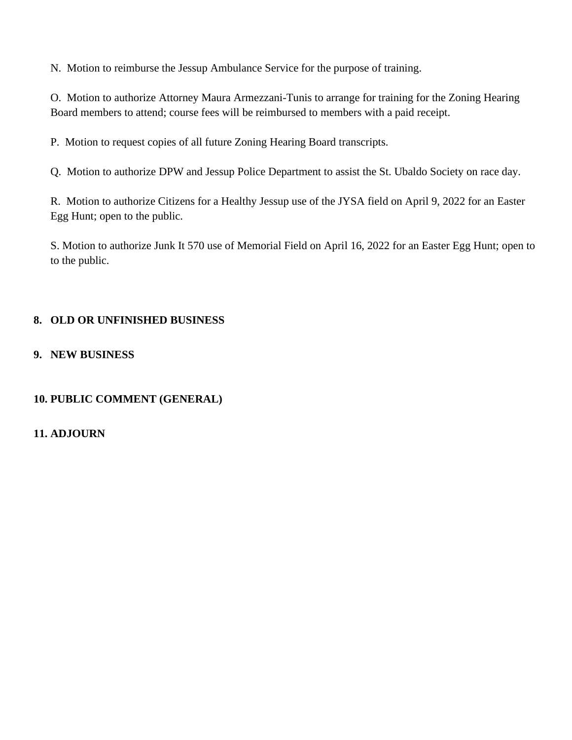N. Motion to reimburse the Jessup Ambulance Service for the purpose of training.

O. Motion to authorize Attorney Maura Armezzani-Tunis to arrange for training for the Zoning Hearing Board members to attend; course fees will be reimbursed to members with a paid receipt.

P. Motion to request copies of all future Zoning Hearing Board transcripts.

Q. Motion to authorize DPW and Jessup Police Department to assist the St. Ubaldo Society on race day.

R. Motion to authorize Citizens for a Healthy Jessup use of the JYSA field on April 9, 2022 for an Easter Egg Hunt; open to the public.

S. Motion to authorize Junk It 570 use of Memorial Field on April 16, 2022 for an Easter Egg Hunt; open to to the public.

**8. OLD OR UNFINISHED BUSINESS**

**9. NEW BUSINESS**

**10. PUBLIC COMMENT (GENERAL)**

**11. ADJOURN**